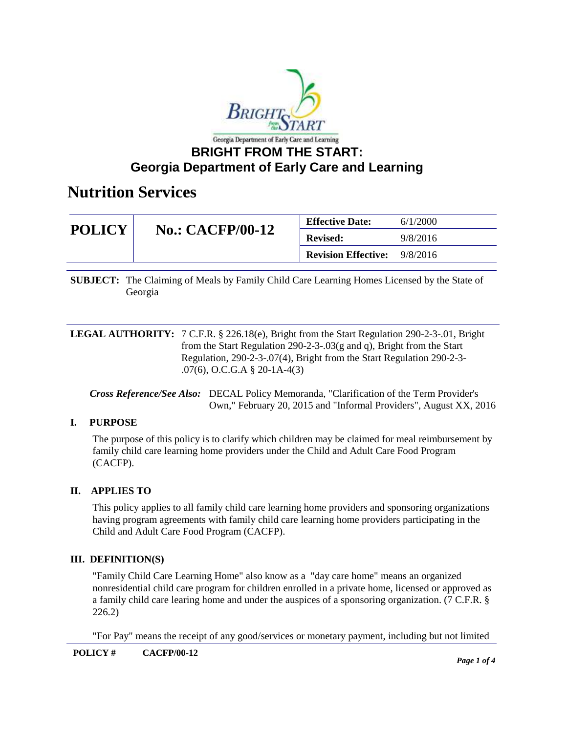Georgia Department of Early Care and Learning

# BRIGHT FROM THE START: Georgia Department of Early Care and Learning

# Nutrition Services

| POLICY | No.: CACFP/00-12 | Effective Date: | 6/1/2000 |
|---|---|---|---|
| | | Revised: | 9/8/2016 |
| | | Revision Effective: | 9/8/2016 |

**SUBJECT:** The Claiming of Meals by Family Child Care Learning Homes Licensed by the State of Georgia

**LEGAL AUTHORITY:** 7 C.F.R. § 226.18(e), Bright from the Start Regulation 290-2-3-.01, Bright from the Start Regulation 290-2-3-.03(g and q), Bright from the Start Regulation, 290-2-3-.07(4), Bright from the Start Regulation 290-2-3-.07(6), O.C.G.A § 20-1A-4(3)

***Cross Reference/See Also:*** DECAL Policy Memoranda, "Clarification of the Term Provider's Own," February 20, 2015 and "Informal Providers", August XX, 2016

## I. PURPOSE

The purpose of this policy is to clarify which children may be claimed for meal reimbursement by family child care learning home providers under the Child and Adult Care Food Program (CACFP).

## II. APPLIES TO

This policy applies to all family child care learning home providers and sponsoring organizations having program agreements with family child care learning home providers participating in the Child and Adult Care Food Program (CACFP).

## III. DEFINITION(S)

"Family Child Care Learning Home" also know as a "day care home" means an organized nonresidential child care program for children enrolled in a private home, licensed or approved as a family child care learing home and under the auspices of a sponsoring organization. (7 C.F.R. § 226.2)

"For Pay" means the receipt of any good/services or monetary payment, including but not limited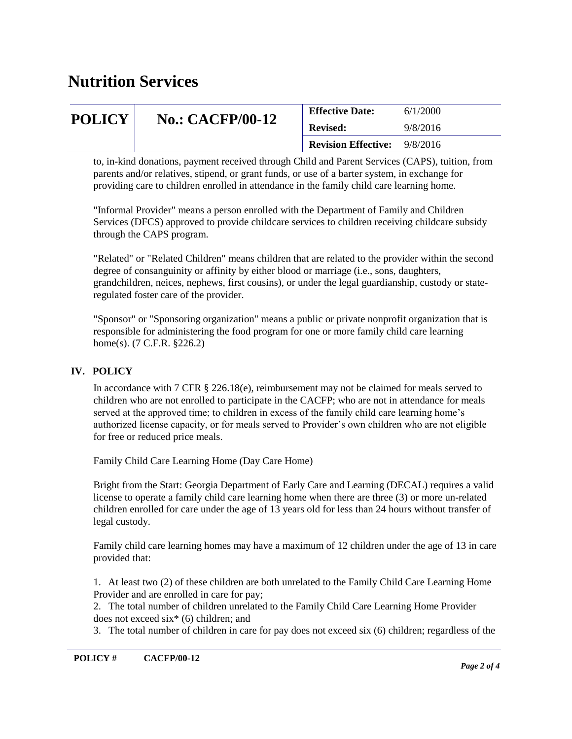to, in-kind donations, payment received through Child and Parent Services (CAPS), tuition, from parents and/or relatives, stipend, or grant funds, or use of a barter system, in exchange for providing care to children enrolled in attendance in the family child care learning home.

"Informal Provider" means a person enrolled with the Department of Family and Children Services (DFCS) approved to provide childcare services to children receiving childcare subsidy through the CAPS program.

"Related" or "Related Children" means children that are related to the provider within the second degree of consanguinity or affinity by either blood or marriage (i.e., sons, daughters, grandchildren, neices, nephews, first cousins), or under the legal guardianship, custody or state-regulated foster care of the provider.

"Sponsor" or "Sponsoring organization" means a public or private nonprofit organization that is responsible for administering the food program for one or more family child care learning home(s). (7 C.F.R. §226.2)

## IV. POLICY

In accordance with 7 CFR § 226.18(e), reimbursement may not be claimed for meals served to children who are not enrolled to participate in the CACFP; who are not in attendance for meals served at the approved time; to children in excess of the family child care learning home's authorized license capacity, or for meals served to Provider's own children who are not eligible for free or reduced price meals.

Family Child Care Learning Home (Day Care Home)

Bright from the Start: Georgia Department of Early Care and Learning (DECAL) requires a valid license to operate a family child care learning home when there are three (3) or more un-related children enrolled for care under the age of 13 years old for less than 24 hours without transfer of legal custody.

Family child care learning homes may have a maximum of 12 children under the age of 13 in care provided that:

1. At least two (2) of these children are both unrelated to the Family Child Care Learning Home Provider and are enrolled in care for pay;
2. The total number of children unrelated to the Family Child Care Learning Home Provider does not exceed six* (6) children; and
3. The total number of children in care for pay does not exceed six (6) children; regardless of the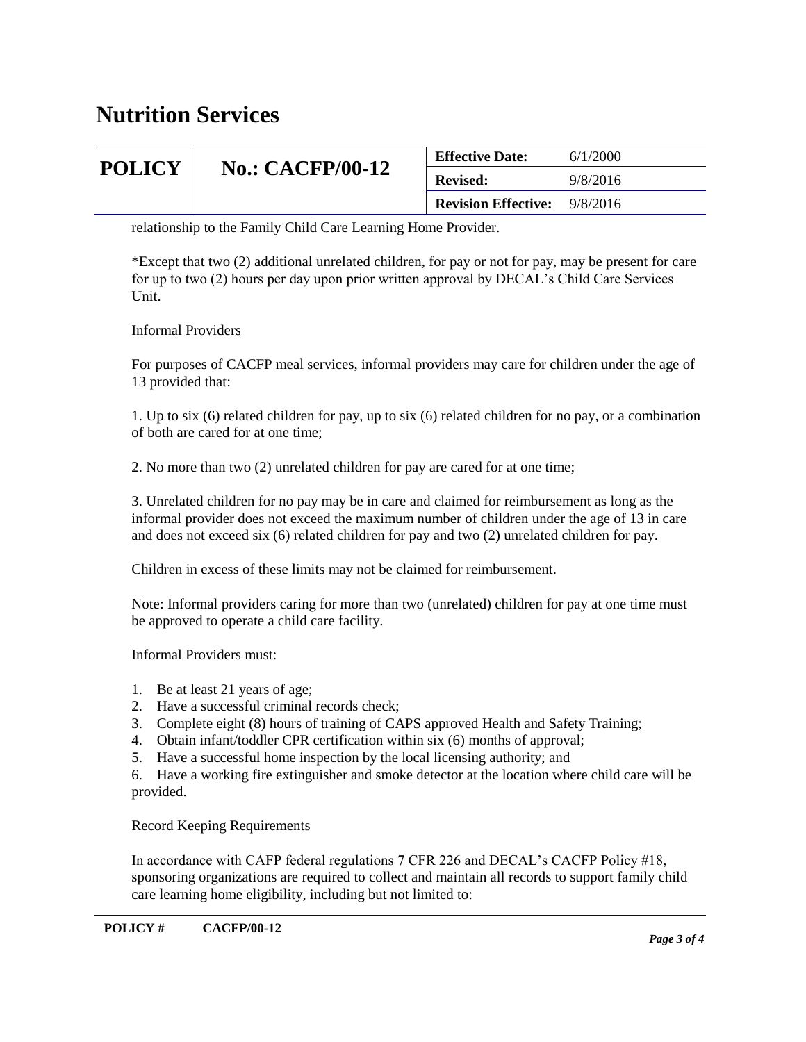relationship to the Family Child Care Learning Home Provider.

*Except that two (2) additional unrelated children, for pay or not for pay, may be present for care for up to two (2) hours per day upon prior written approval by DECAL's Child Care Services Unit.

Informal Providers

For purposes of CACFP meal services, informal providers may care for children under the age of 13 provided that:

1. Up to six (6) related children for pay, up to six (6) related children for no pay, or a combination of both are cared for at one time;

2. No more than two (2) unrelated children for pay are cared for at one time;

3. Unrelated children for no pay may be in care and claimed for reimbursement as long as the informal provider does not exceed the maximum number of children under the age of 13 in care and does not exceed six (6) related children for pay and two (2) unrelated children for pay.

Children in excess of these limits may not be claimed for reimbursement.

Note: Informal providers caring for more than two (unrelated) children for pay at one time must be approved to operate a child care facility.

Informal Providers must:

1. Be at least 21 years of age;
2. Have a successful criminal records check;
3. Complete eight (8) hours of training of CAPS approved Health and Safety Training;
4. Obtain infant/toddler CPR certification within six (6) months of approval;
5. Have a successful home inspection by the local licensing authority; and
6. Have a working fire extinguisher and smoke detector at the location where child care will be provided.

Record Keeping Requirements

In accordance with CAFP federal regulations 7 CFR 226 and DECAL's CACFP Policy #18, sponsoring organizations are required to collect and maintain all records to support family child care learning home eligibility, including but not limited to: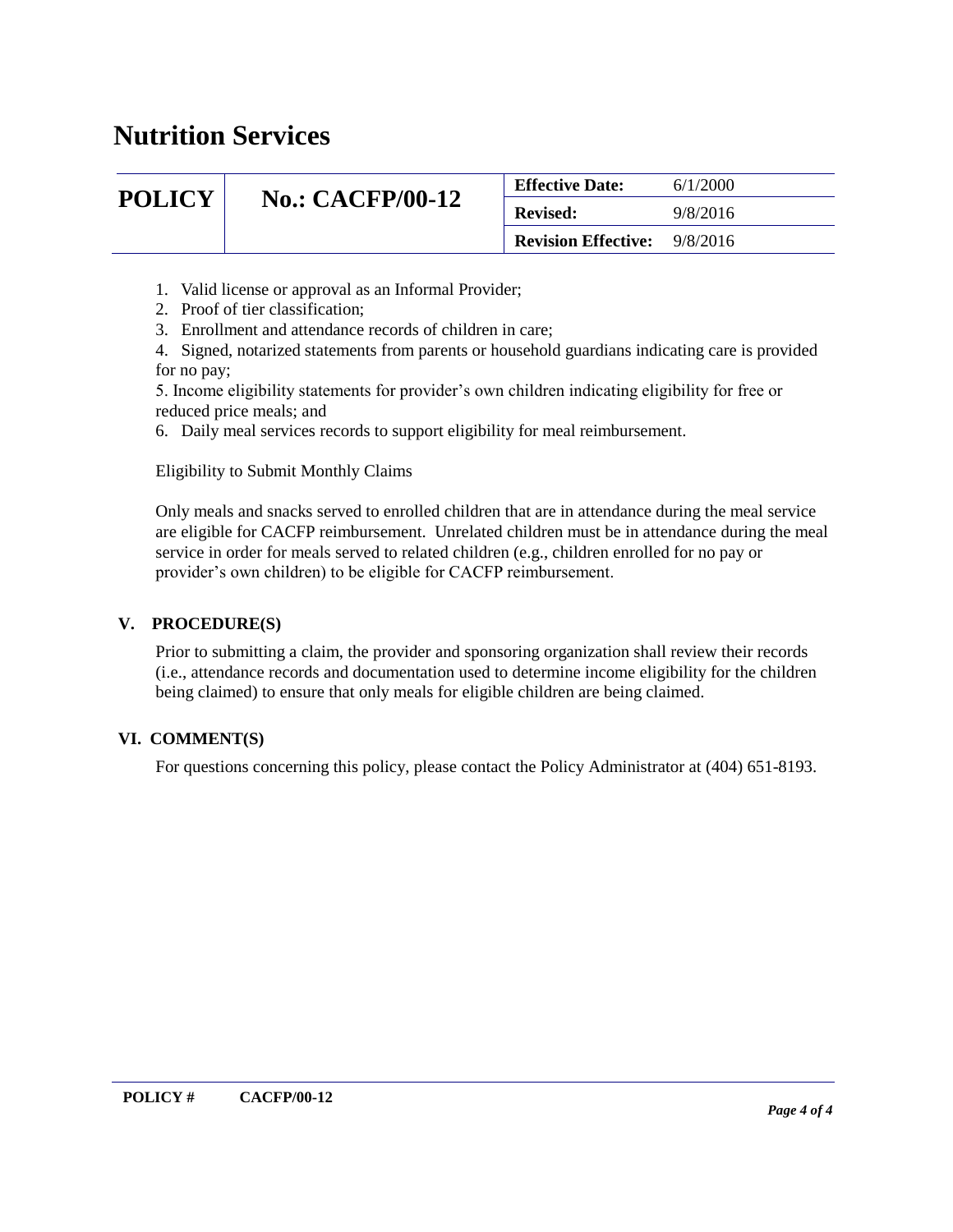1. Valid license or approval as an Informal Provider;
2. Proof of tier classification;
3. Enrollment and attendance records of children in care;
4. Signed, notarized statements from parents or household guardians indicating care is provided for no pay;
5. Income eligibility statements for provider's own children indicating eligibility for free or reduced price meals; and
6. Daily meal services records to support eligibility for meal reimbursement.

Eligibility to Submit Monthly Claims

Only meals and snacks served to enrolled children that are in attendance during the meal service are eligible for CACFP reimbursement. Unrelated children must be in attendance during the meal service in order for meals served to related children (e.g., children enrolled for no pay or provider's own children) to be eligible for CACFP reimbursement.

## V. PROCEDURE(S)

Prior to submitting a claim, the provider and sponsoring organization shall review their records (i.e., attendance records and documentation used to determine income eligibility for the children being claimed) to ensure that only meals for eligible children are being claimed.

## VI. COMMENT(S)

For questions concerning this policy, please contact the Policy Administrator at (404) 651-8193.